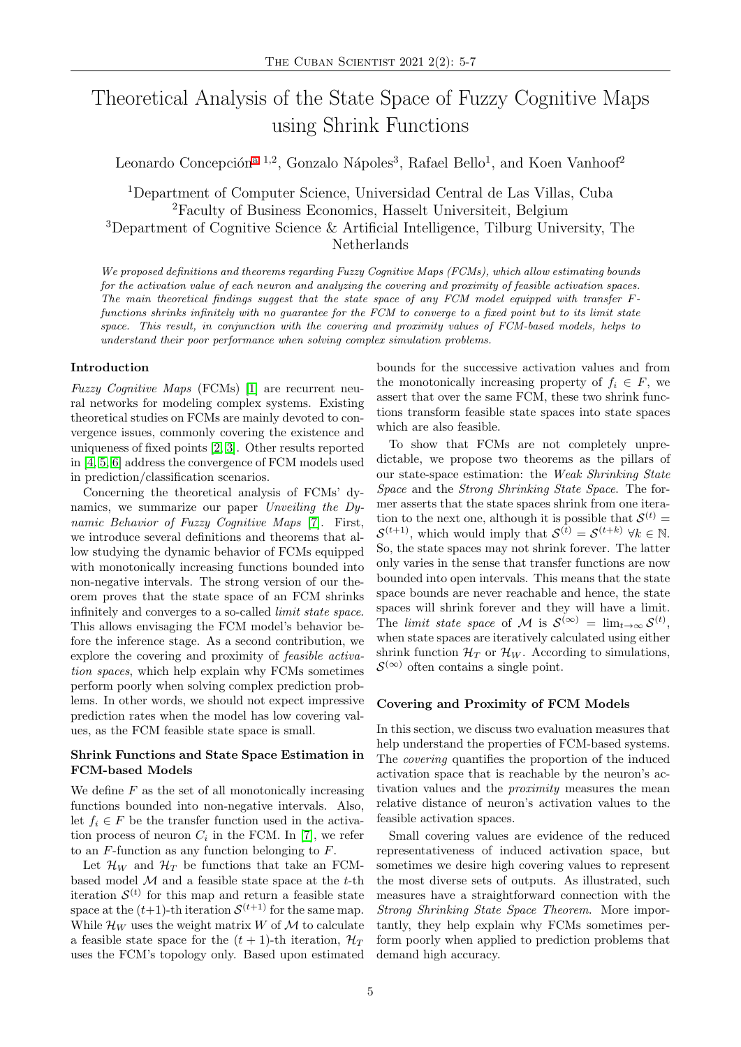# Theoretical Analysis of the State Space of Fuzzy Cognitive Maps using Shrink Functions

Leonardo Concepción[a 1,2], Gonzalo Nápoles[3], Rafael Bello[1], and Koen Vanhoof[2]

[1]Department of Computer Science, Universidad Central de Las Villas, Cuba
[2]Faculty of Business Economics, Hasselt Universiteit, Belgium
[3]Department of Cognitive Science & Artificial Intelligence, Tilburg University, The Netherlands

*We proposed definitions and theorems regarding Fuzzy Cognitive Maps (FCMs), which allow estimating bounds for the activation value of each neuron and analyzing the covering and proximity of feasible activation spaces. The main theoretical findings suggest that the state space of any FCM model equipped with transfer F-functions shrinks infinitely with no guarantee for the FCM to converge to a fixed point but to its limit state space. This result, in conjunction with the covering and proximity values of FCM-based models, helps to understand their poor performance when solving complex simulation problems.*

### Introduction

*Fuzzy Cognitive Maps* (FCMs) [1] are recurrent neural networks for modeling complex systems. Existing theoretical studies on FCMs are mainly devoted to convergence issues, commonly covering the existence and uniqueness of fixed points [2, 3]. Other results reported in [4, 5, 6] address the convergence of FCM models used in prediction/classification scenarios.

Concerning the theoretical analysis of FCMs' dynamics, we summarize our paper *Unveiling the Dynamic Behavior of Fuzzy Cognitive Maps* [7]. First, we introduce several definitions and theorems that allow studying the dynamic behavior of FCMs equipped with monotonically increasing functions bounded into non-negative intervals. The strong version of our theorem proves that the state space of an FCM shrinks infinitely and converges to a so-called *limit state space*. This allows envisaging the FCM model's behavior before the inference stage. As a second contribution, we explore the covering and proximity of *feasible activation spaces*, which help explain why FCMs sometimes perform poorly when solving complex prediction problems. In other words, we should not expect impressive prediction rates when the model has low covering values, as the FCM feasible state space is small.

### Shrink Functions and State Space Estimation in FCM-based Models

We define $F$ as the set of all monotonically increasing functions bounded into non-negative intervals. Also, let $f_i \in F$ be the transfer function used in the activation process of neuron $C_i$ in the FCM. In [7], we refer to an $F$-function as any function belonging to $F$.

Let $\mathcal{H}_W$ and $\mathcal{H}_T$ be functions that take an FCM-based model $\mathcal{M}$ and a feasible state space at the $t$-th iteration $\mathcal{S}^{(t)}$ for this map and return a feasible state space at the $(t+1)$-th iteration $\mathcal{S}^{(t+1)}$ for the same map. While $\mathcal{H}_W$ uses the weight matrix $W$ of $\mathcal{M}$ to calculate a feasible state space for the $(t+1)$-th iteration, $\mathcal{H}_T$ uses the FCM's topology only. Based upon estimated bounds for the successive activation values and from the monotonically increasing property of $f_i \in F$, we assert that over the same FCM, these two shrink functions transform feasible state spaces into state spaces which are also feasible.

To show that FCMs are not completely unpredictable, we propose two theorems as the pillars of our state-space estimation: the *Weak Shrinking State Space* and the *Strong Shrinking State Space*. The former asserts that the state spaces shrink from one iteration to the next one, although it is possible that $\mathcal{S}^{(t)} = \mathcal{S}^{(t+1)}$, which would imply that $\mathcal{S}^{(t)} = \mathcal{S}^{(t+k)}\ \forall k \in \mathbb{N}$. So, the state spaces may not shrink forever. The latter only varies in the sense that transfer functions are now bounded into open intervals. This means that the state space bounds are never reachable and hence, the state spaces will shrink forever and they will have a limit. The *limit state space* of $\mathcal{M}$ is $\mathcal{S}^{(\infty)} = \lim_{t\to\infty} \mathcal{S}^{(t)}$, when state spaces are iteratively calculated using either shrink function $\mathcal{H}_T$ or $\mathcal{H}_W$. According to simulations, $\mathcal{S}^{(\infty)}$ often contains a single point.

### Covering and Proximity of FCM Models

In this section, we discuss two evaluation measures that help understand the properties of FCM-based systems. The *covering* quantifies the proportion of the induced activation space that is reachable by the neuron's activation values and the *proximity* measures the mean relative distance of neuron's activation values to the feasible activation spaces.

Small covering values are evidence of the reduced representativeness of induced activation space, but sometimes we desire high covering values to represent the most diverse sets of outputs. As illustrated, such measures have a straightforward connection with the *Strong Shrinking State Space Theorem*. More importantly, they help explain why FCMs sometimes perform poorly when applied to prediction problems that demand high accuracy.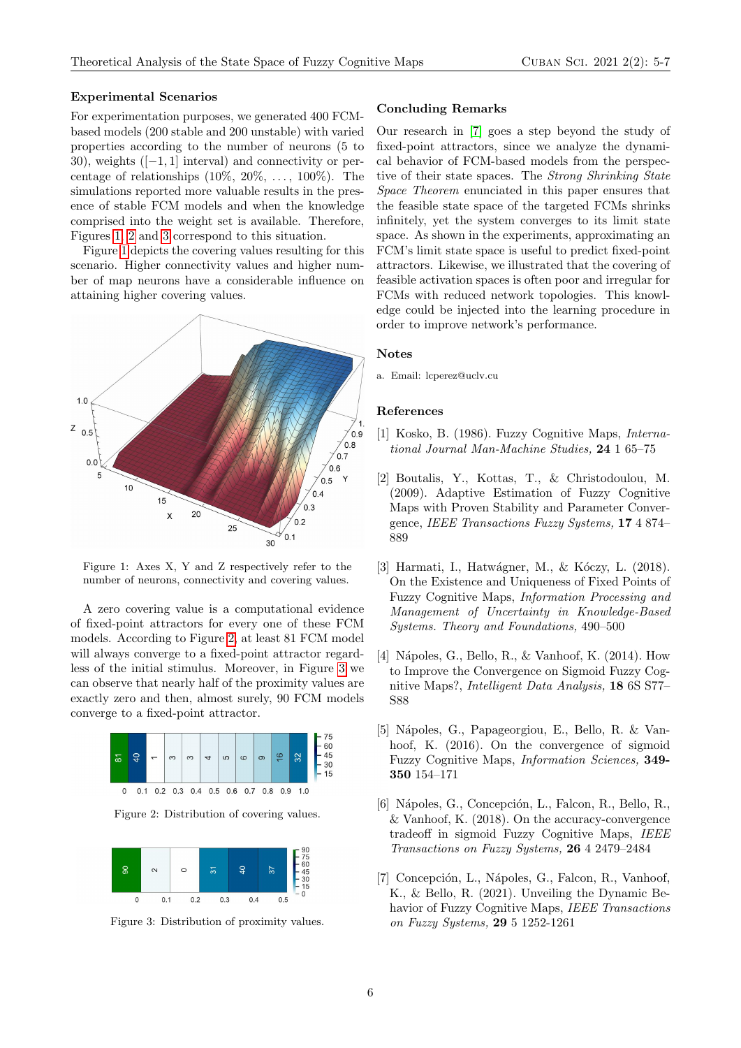### Experimental Scenarios

For experimentation purposes, we generated 400 FCM-based models (200 stable and 200 unstable) with varied properties according to the number of neurons (5 to 30), weights ($[-1, 1]$ interval) and connectivity or percentage of relationships (10%, 20%, ..., 100%). The simulations reported more valuable results in the presence of stable FCM models and when the knowledge comprised into the weight set is available. Therefore, Figures 1, 2 and 3 correspond to this situation.

Figure 1 depicts the covering values resulting for this scenario. Higher connectivity values and higher number of map neurons have a considerable influence on attaining higher covering values.

Z
1.0
0.5
0.0
5
10
15
X
20
25
30
0.1
0.2
0.3
0.4
0.5
0.6
0.7
0.8
0.9
1.
Y

Figure 1: Axes X, Y and Z respectively refer to the number of neurons, connectivity and covering values.

A zero covering value is a computational evidence of fixed-point attractors for every one of these FCM models. According to Figure 2, at least 81 FCM model will always converge to a fixed-point attractor regardless of the initial stimulus. Moreover, in Figure 3 we can observe that nearly half of the proximity values are exactly zero and then, almost surely, 90 FCM models converge to a fixed-point attractor.

81 40 1 3 3 4 5 6 9 16 32

0 0.1 0.2 0.3 0.4 0.5 0.6 0.7 0.8 0.9 1.0

75 60 45 30 15

Figure 2: Distribution of covering values.

90 2 0 31 40 37

0 0.1 0.2 0.3 0.4 0.5

90 75 60 45 30 15 0

Figure 3: Distribution of proximity values.

### Concluding Remarks

Our research in [7] goes a step beyond the study of fixed-point attractors, since we analyze the dynamical behavior of FCM-based models from the perspective of their state spaces. The *Strong Shrinking State Space Theorem* enunciated in this paper ensures that the feasible state space of the targeted FCMs shrinks infinitely, yet the system converges to its limit state space. As shown in the experiments, approximating an FCM's limit state space is useful to predict fixed-point attractors. Likewise, we illustrated that the covering of feasible activation spaces is often poor and irregular for FCMs with reduced network topologies. This knowledge could be injected into the learning procedure in order to improve network's performance.

### Notes

a. Email: lcperez@uclv.cu

### References

[1] Kosko, B. (1986). Fuzzy Cognitive Maps, *International Journal Man-Machine Studies*, **24** 1 65–75

[2] Boutalis, Y., Kottas, T., & Christodoulou, M. (2009). Adaptive Estimation of Fuzzy Cognitive Maps with Proven Stability and Parameter Convergence, *IEEE Transactions Fuzzy Systems*, **17** 4 874–889

[3] Harmati, I., Hatwágner, M., & Kóczy, L. (2018). On the Existence and Uniqueness of Fixed Points of Fuzzy Cognitive Maps, *Information Processing and Management of Uncertainty in Knowledge-Based Systems. Theory and Foundations*, 490–500

[4] Nápoles, G., Bello, R., & Vanhoof, K. (2014). How to Improve the Convergence on Sigmoid Fuzzy Cognitive Maps?, *Intelligent Data Analysis*, **18** 6S S77–S88

[5] Nápoles, G., Papageorgiou, E., Bello, R. & Vanhoof, K. (2016). On the convergence of sigmoid Fuzzy Cognitive Maps, *Information Sciences*, **349-350** 154–171

[6] Nápoles, G., Concepción, L., Falcon, R., Bello, R., & Vanhoof, K. (2018). On the accuracy-convergence tradeoff in sigmoid Fuzzy Cognitive Maps, *IEEE Transactions on Fuzzy Systems*, **26** 4 2479–2484

[7] Concepción, L., Nápoles, G., Falcon, R., Vanhoof, K., & Bello, R. (2021). Unveiling the Dynamic Behavior of Fuzzy Cognitive Maps, *IEEE Transactions on Fuzzy Systems*, **29** 5 1252-1261